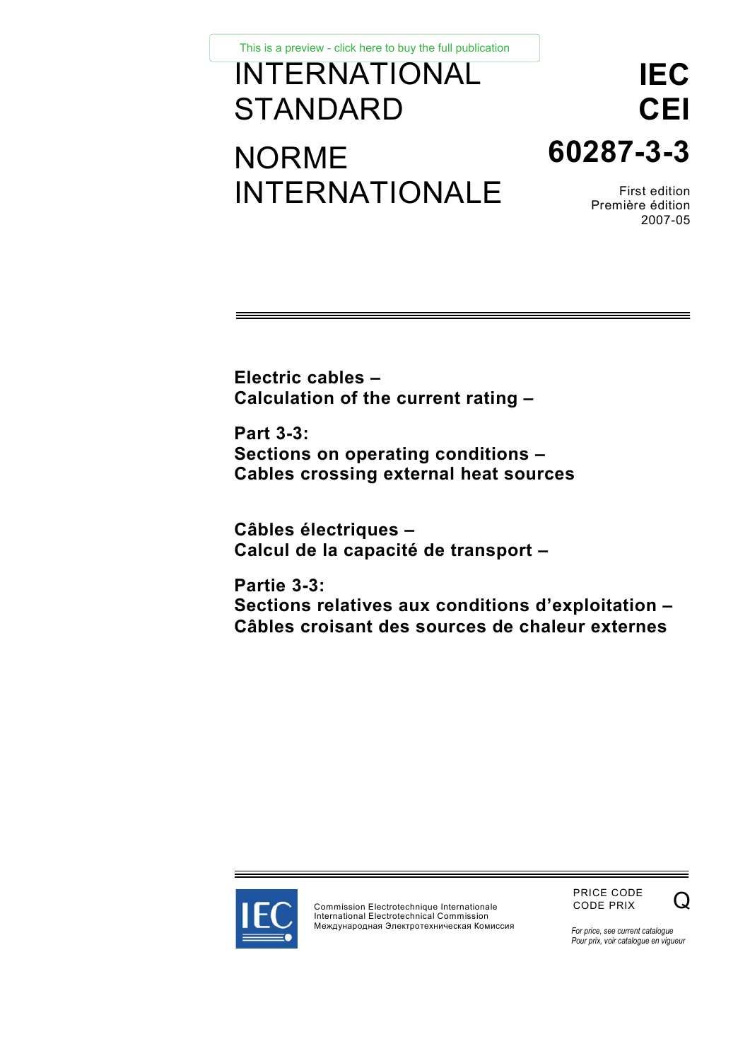This is a preview - click here to buy the full publication

# INTERNATIONAL STANDARD

# NORME INTERNATIONALE

**IEC**
**CEI**

**60287-3-3**

First edition
Première édition
2007-05

---

**Electric cables –**
**Calculation of the current rating –**

**Part 3-3:**
**Sections on operating conditions –**
**Cables crossing external heat sources**

**Câbles électriques –**
**Calcul de la capacité de transport –**

**Partie 3-3:**
**Sections relatives aux conditions d'exploitation –**
**Câbles croisant des sources de chaleur externes**

---

Commission Electrotechnique Internationale
International Electrotechnical Commission
Международная Электротехническая Комиссия

PRICE CODE
CODE PRIX Q

*For price, see current catalogue*
*Pour prix, voir catalogue en vigueur*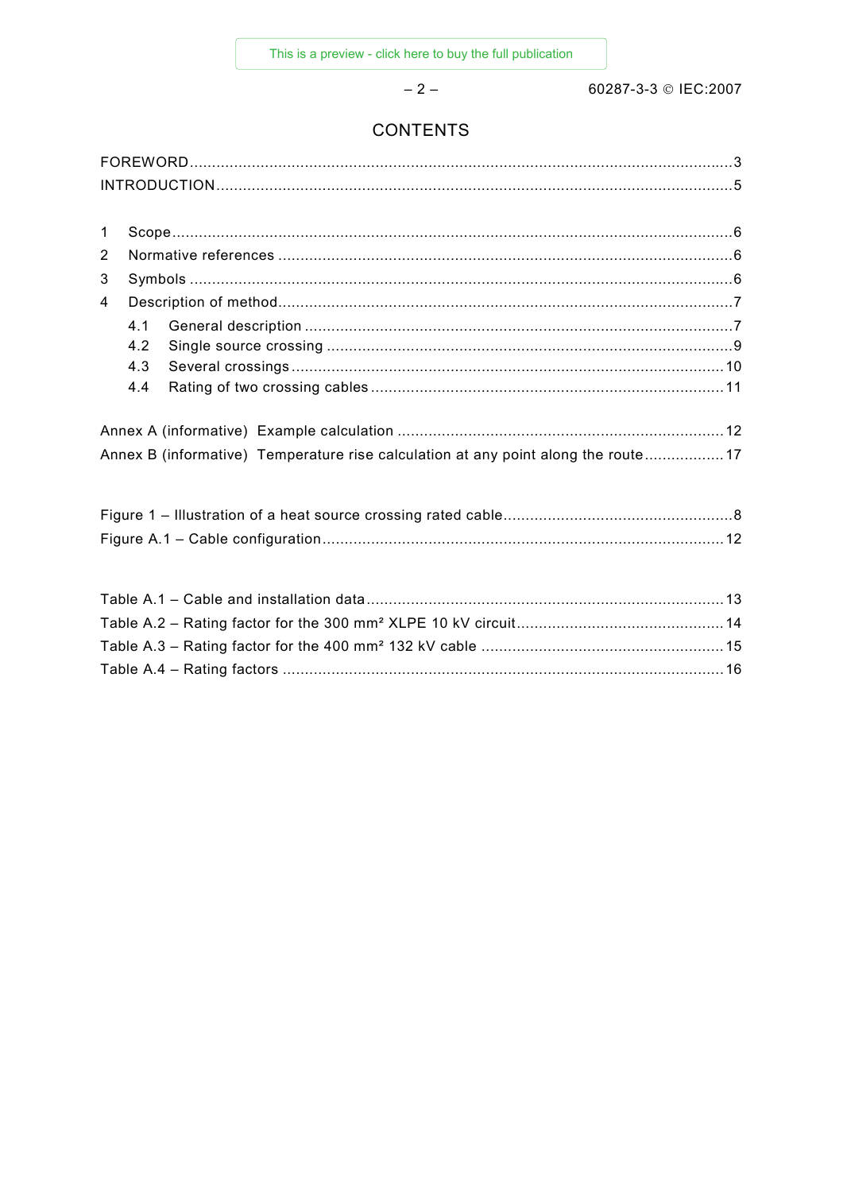# CONTENTS

FOREWORD ........................................................................................................................... 3

INTRODUCTION ..................................................................................................................... 5

1 Scope ................................................................................................................................ 6

2 Normative references ......................................................................................................... 6

3 Symbols ............................................................................................................................ 6

4 Description of method ......................................................................................................... 7

 4.1 General description ..................................................................................................... 7

 4.2 Single source crossing ................................................................................................. 9

 4.3 Several crossings ...................................................................................................... 10

 4.4 Rating of two crossing cables ...................................................................................... 11

Annex A (informative) Example calculation ............................................................................ 12

Annex B (informative) Temperature rise calculation at any point along the route .................. 17

Figure 1 – Illustration of a heat source crossing rated cable ...................................................... 8

Figure A.1 – Cable configuration ........................................................................................... 12

Table A.1 – Cable and installation data .................................................................................. 13

Table A.2 – Rating factor for the 300 mm² XLPE 10 kV circuit ................................................ 14

Table A.3 – Rating factor for the 400 mm² 132 kV cable ......................................................... 15

Table A.4 – Rating factors ..................................................................................................... 16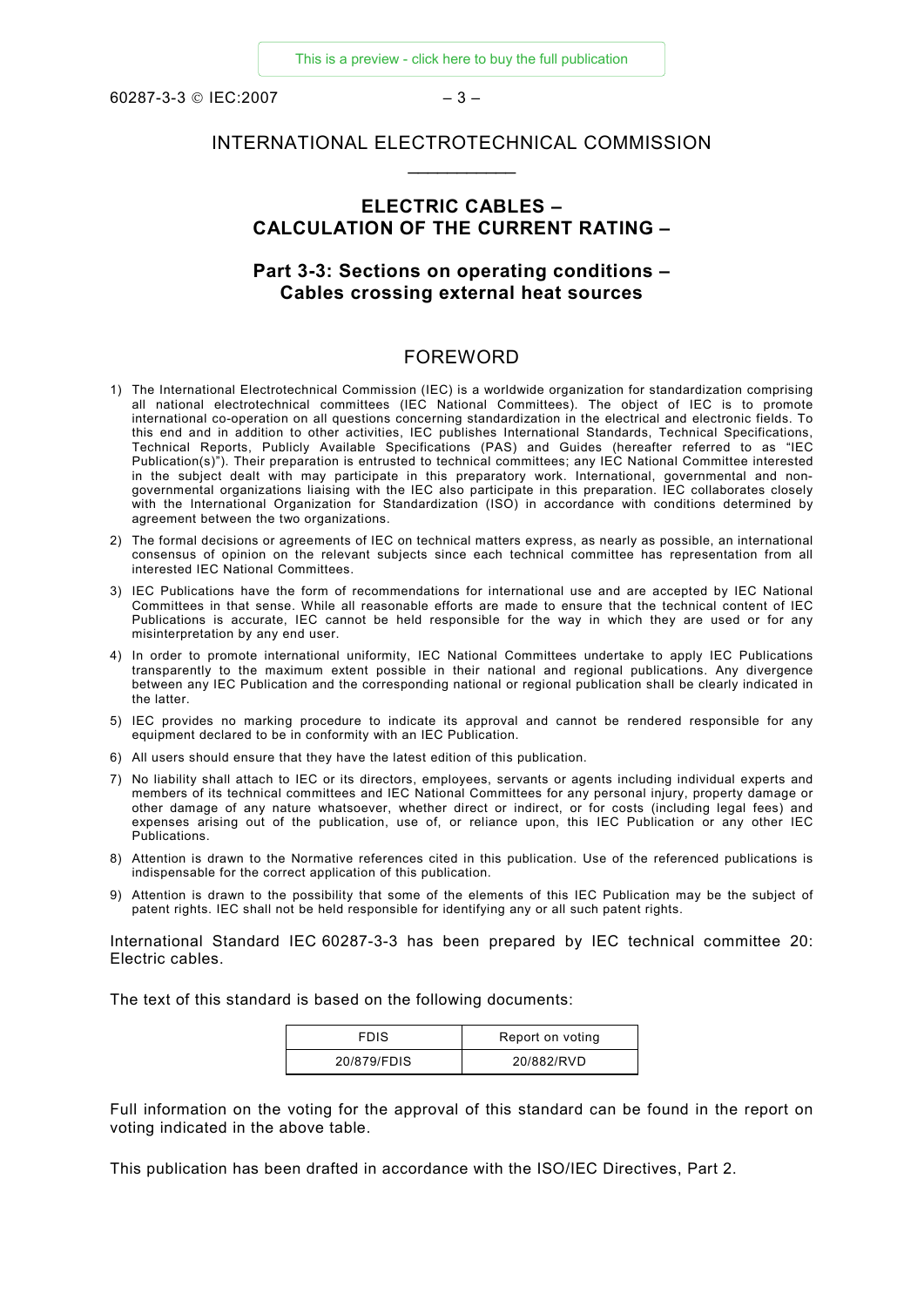# INTERNATIONAL ELECTROTECHNICAL COMMISSION

## ELECTRIC CABLES – CALCULATION OF THE CURRENT RATING –

## Part 3-3: Sections on operating conditions – Cables crossing external heat sources

## FOREWORD

1) The International Electrotechnical Commission (IEC) is a worldwide organization for standardization comprising all national electrotechnical committees (IEC National Committees). The object of IEC is to promote international co-operation on all questions concerning standardization in the electrical and electronic fields. To this end and in addition to other activities, IEC publishes International Standards, Technical Specifications, Technical Reports, Publicly Available Specifications (PAS) and Guides (hereafter referred to as "IEC Publication(s)"). Their preparation is entrusted to technical committees; any IEC National Committee interested in the subject dealt with may participate in this preparatory work. International, governmental and non-governmental organizations liaising with the IEC also participate in this preparation. IEC collaborates closely with the International Organization for Standardization (ISO) in accordance with conditions determined by agreement between the two organizations.
2) The formal decisions or agreements of IEC on technical matters express, as nearly as possible, an international consensus of opinion on the relevant subjects since each technical committee has representation from all interested IEC National Committees.
3) IEC Publications have the form of recommendations for international use and are accepted by IEC National Committees in that sense. While all reasonable efforts are made to ensure that the technical content of IEC Publications is accurate, IEC cannot be held responsible for the way in which they are used or for any misinterpretation by any end user.
4) In order to promote international uniformity, IEC National Committees undertake to apply IEC Publications transparently to the maximum extent possible in their national and regional publications. Any divergence between any IEC Publication and the corresponding national or regional publication shall be clearly indicated in the latter.
5) IEC provides no marking procedure to indicate its approval and cannot be rendered responsible for any equipment declared to be in conformity with an IEC Publication.
6) All users should ensure that they have the latest edition of this publication.
7) No liability shall attach to IEC or its directors, employees, servants or agents including individual experts and members of its technical committees and IEC National Committees for any personal injury, property damage or other damage of any nature whatsoever, whether direct or indirect, or for costs (including legal fees) and expenses arising out of the publication, use of, or reliance upon, this IEC Publication or any other IEC Publications.
8) Attention is drawn to the Normative references cited in this publication. Use of the referenced publications is indispensable for the correct application of this publication.
9) Attention is drawn to the possibility that some of the elements of this IEC Publication may be the subject of patent rights. IEC shall not be held responsible for identifying any or all such patent rights.

International Standard IEC 60287-3-3 has been prepared by IEC technical committee 20: Electric cables.

The text of this standard is based on the following documents:

| FDIS | Report on voting |
|---|---|
| 20/879/FDIS | 20/882/RVD |

Full information on the voting for the approval of this standard can be found in the report on voting indicated in the above table.

This publication has been drafted in accordance with the ISO/IEC Directives, Part 2.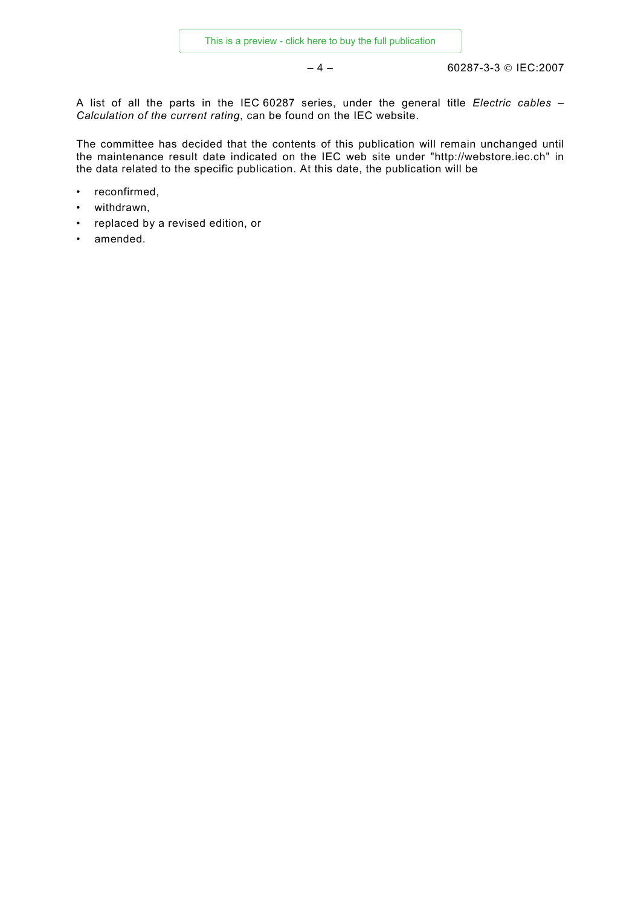A list of all the parts in the IEC 60287 series, under the general title *Electric cables – Calculation of the current rating*, can be found on the IEC website.

The committee has decided that the contents of this publication will remain unchanged until the maintenance result date indicated on the IEC web site under "http://webstore.iec.ch" in the data related to the specific publication. At this date, the publication will be

- reconfirmed,
- withdrawn,
- replaced by a revised edition, or
- amended.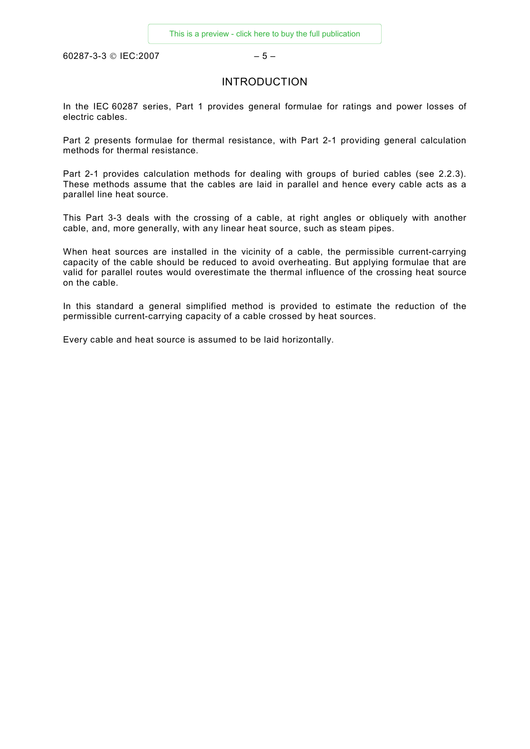# INTRODUCTION

In the IEC 60287 series, Part 1 provides general formulae for ratings and power losses of electric cables.

Part 2 presents formulae for thermal resistance, with Part 2-1 providing general calculation methods for thermal resistance.

Part 2-1 provides calculation methods for dealing with groups of buried cables (see 2.2.3). These methods assume that the cables are laid in parallel and hence every cable acts as a parallel line heat source.

This Part 3-3 deals with the crossing of a cable, at right angles or obliquely with another cable, and, more generally, with any linear heat source, such as steam pipes.

When heat sources are installed in the vicinity of a cable, the permissible current-carrying capacity of the cable should be reduced to avoid overheating. But applying formulae that are valid for parallel routes would overestimate the thermal influence of the crossing heat source on the cable.

In this standard a general simplified method is provided to estimate the reduction of the permissible current-carrying capacity of a cable crossed by heat sources.

Every cable and heat source is assumed to be laid horizontally.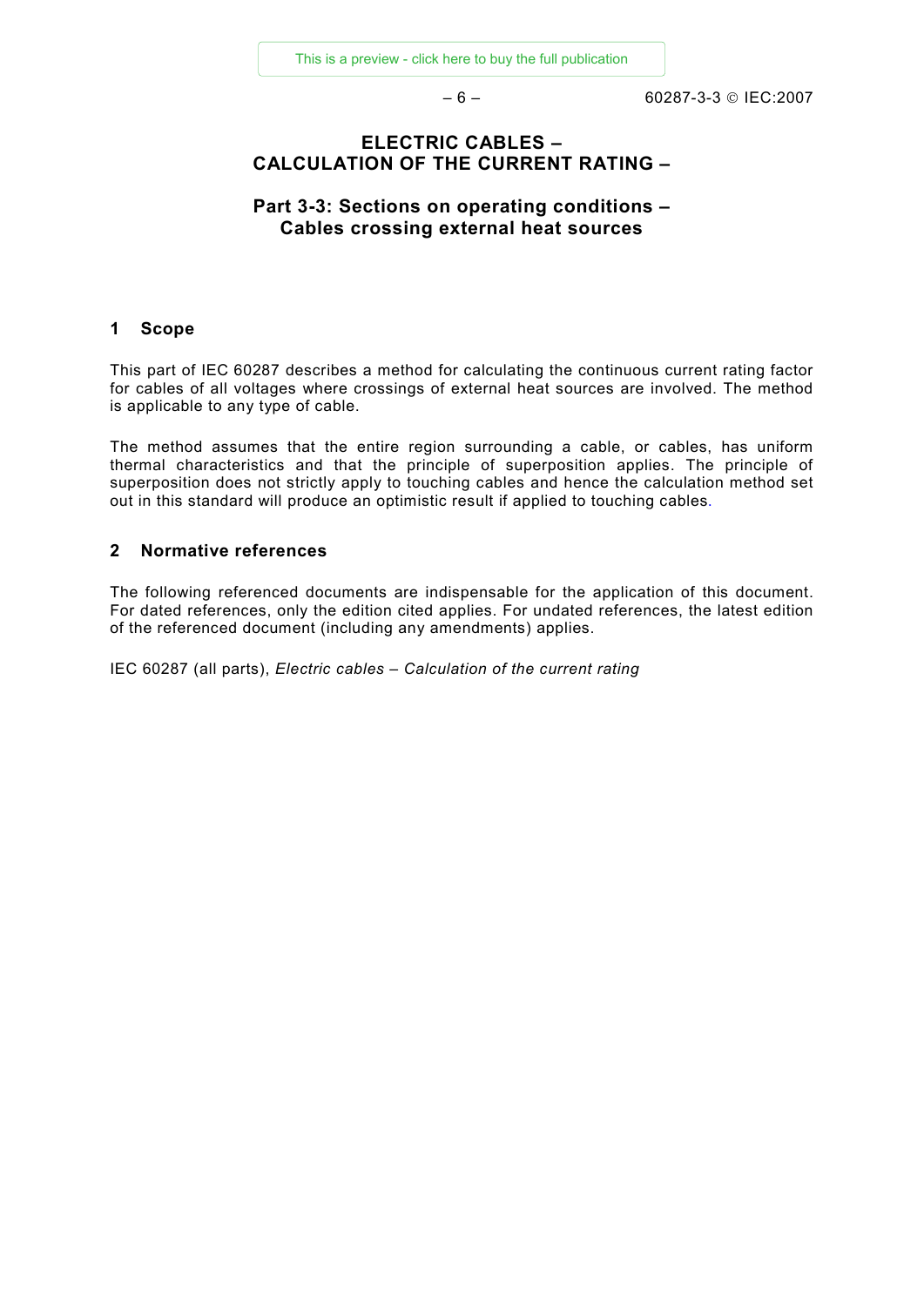# ELECTRIC CABLES – CALCULATION OF THE CURRENT RATING –

## Part 3-3: Sections on operating conditions – Cables crossing external heat sources

## 1 Scope

This part of IEC 60287 describes a method for calculating the continuous current rating factor for cables of all voltages where crossings of external heat sources are involved. The method is applicable to any type of cable.

The method assumes that the entire region surrounding a cable, or cables, has uniform thermal characteristics and that the principle of superposition applies. The principle of superposition does not strictly apply to touching cables and hence the calculation method set out in this standard will produce an optimistic result if applied to touching cables.

## 2 Normative references

The following referenced documents are indispensable for the application of this document. For dated references, only the edition cited applies. For undated references, the latest edition of the referenced document (including any amendments) applies.

IEC 60287 (all parts), *Electric cables – Calculation of the current rating*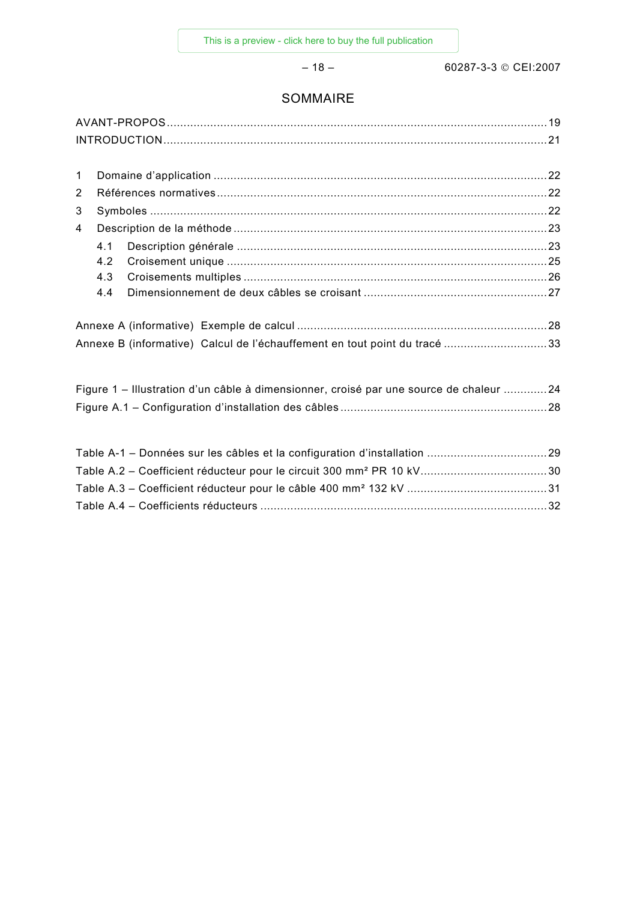# SOMMAIRE

AVANT-PROPOS ....................................................................................................................19
INTRODUCTION ....................................................................................................................21

1 Domaine d'application ......................................................................................................22
2 Références normatives ....................................................................................................22
3 Symboles ..........................................................................................................................22
4 Description de la méthode ..............................................................................................23
   4.1 Description générale ..............................................................................................23
   4.2 Croisement unique ..................................................................................................25
   4.3 Croisements multiples ............................................................................................26
   4.4 Dimensionnement de deux câbles se croisant ........................................................27

Annexe A (informative) Exemple de calcul ............................................................................28
Annexe B (informative) Calcul de l'échauffement en tout point du tracé ...............................33

Figure 1 – Illustration d'un câble à dimensionner, croisé par une source de chaleur .............24
Figure A.1 – Configuration d'installation des câbles ..............................................................28

Table A-1 – Données sur les câbles et la configuration d'installation ....................................29
Table A.2 – Coefficient réducteur pour le circuit 300 mm² PR 10 kV.....................................30
Table A.3 – Coefficient réducteur pour le câble 400 mm² 132 kV ..........................................31
Table A.4 – Coefficients réducteurs .......................................................................................32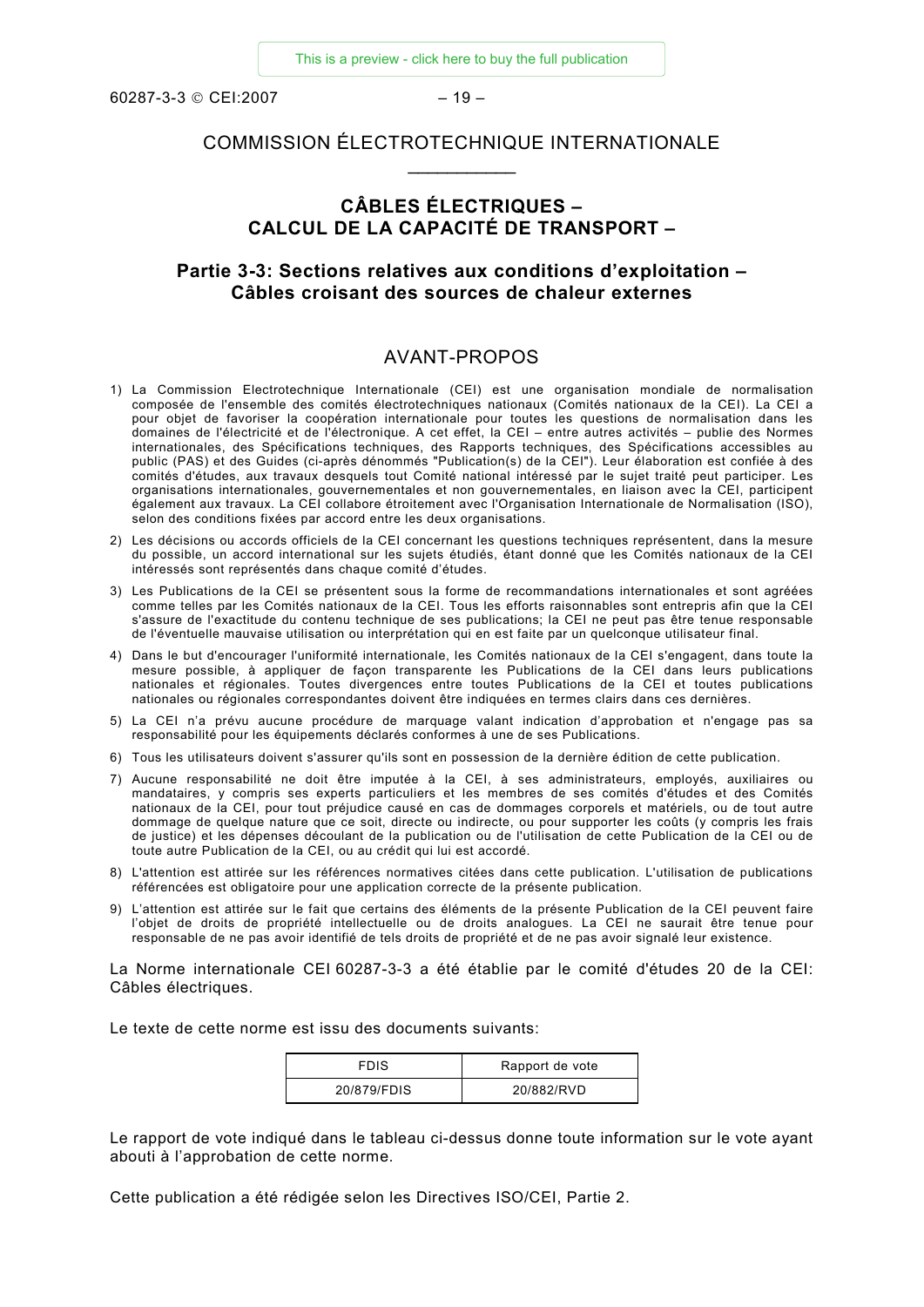# COMMISSION ÉLECTROTECHNIQUE INTERNATIONALE

___________

## CÂBLES ÉLECTRIQUES – CALCUL DE LA CAPACITÉ DE TRANSPORT –

## Partie 3-3: Sections relatives aux conditions d'exploitation – Câbles croisant des sources de chaleur externes

## AVANT-PROPOS

1) La Commission Electrotechnique Internationale (CEI) est une organisation mondiale de normalisation composée de l'ensemble des comités électrotechniques nationaux (Comités nationaux de la CEI). La CEI a pour objet de favoriser la coopération internationale pour toutes les questions de normalisation dans les domaines de l'électricité et de l'électronique. A cet effet, la CEI – entre autres activités – publie des Normes internationales, des Spécifications techniques, des Rapports techniques, des Spécifications accessibles au public (PAS) et des Guides (ci-après dénommés "Publication(s) de la CEI"). Leur élaboration est confiée à des comités d'études, aux travaux desquels tout Comité national intéressé par le sujet traité peut participer. Les organisations internationales, gouvernementales et non gouvernementales, en liaison avec la CEI, participent également aux travaux. La CEI collabore étroitement avec l'Organisation Internationale de Normalisation (ISO), selon des conditions fixées par accord entre les deux organisations.
2) Les décisions ou accords officiels de la CEI concernant les questions techniques représentent, dans la mesure du possible, un accord international sur les sujets étudiés, étant donné que les Comités nationaux de la CEI intéressés sont représentés dans chaque comité d'études.
3) Les Publications de la CEI se présentent sous la forme de recommandations internationales et sont agréées comme telles par les Comités nationaux de la CEI. Tous les efforts raisonnables sont entrepris afin que la CEI s'assure de l'exactitude du contenu technique de ses publications; la CEI ne peut pas être tenue responsable de l'éventuelle mauvaise utilisation ou interprétation qui en est faite par un quelconque utilisateur final.
4) Dans le but d'encourager l'uniformité internationale, les Comités nationaux de la CEI s'engagent, dans toute la mesure possible, à appliquer de façon transparente les Publications de la CEI dans leurs publications nationales et régionales. Toutes divergences entre toutes Publications de la CEI et toutes publications nationales ou régionales correspondantes doivent être indiquées en termes clairs dans ces dernières.
5) La CEI n'a prévu aucune procédure de marquage valant indication d'approbation et n'engage pas sa responsabilité pour les équipements déclarés conformes à une de ses Publications.
6) Tous les utilisateurs doivent s'assurer qu'ils sont en possession de la dernière édition de cette publication.
7) Aucune responsabilité ne doit être imputée à la CEI, à ses administrateurs, employés, auxiliaires ou mandataires, y compris ses experts particuliers et les membres de ses comités d'études et des Comités nationaux de la CEI, pour tout préjudice causé en cas de dommages corporels et matériels, ou de tout autre dommage de quelque nature que ce soit, directe ou indirecte, ou pour supporter les coûts (y compris les frais de justice) et les dépenses découlant de la publication ou de l'utilisation de cette Publication de la CEI ou de toute autre Publication de la CEI, ou au crédit qui lui est accordé.
8) L'attention est attirée sur les références normatives citées dans cette publication. L'utilisation de publications référencées est obligatoire pour une application correcte de la présente publication.
9) L'attention est attirée sur le fait que certains des éléments de la présente Publication de la CEI peuvent faire l'objet de droits de propriété intellectuelle ou de droits analogues. La CEI ne saurait être tenue pour responsable de ne pas avoir identifié de tels droits de propriété et de ne pas avoir signalé leur existence.

La Norme internationale CEI 60287-3-3 a été établie par le comité d'études 20 de la CEI: Câbles électriques.

Le texte de cette norme est issu des documents suivants:

| FDIS | Rapport de vote |
|---|---|
| 20/879/FDIS | 20/882/RVD |

Le rapport de vote indiqué dans le tableau ci-dessus donne toute information sur le vote ayant abouti à l'approbation de cette norme.

Cette publication a été rédigée selon les Directives ISO/CEI, Partie 2.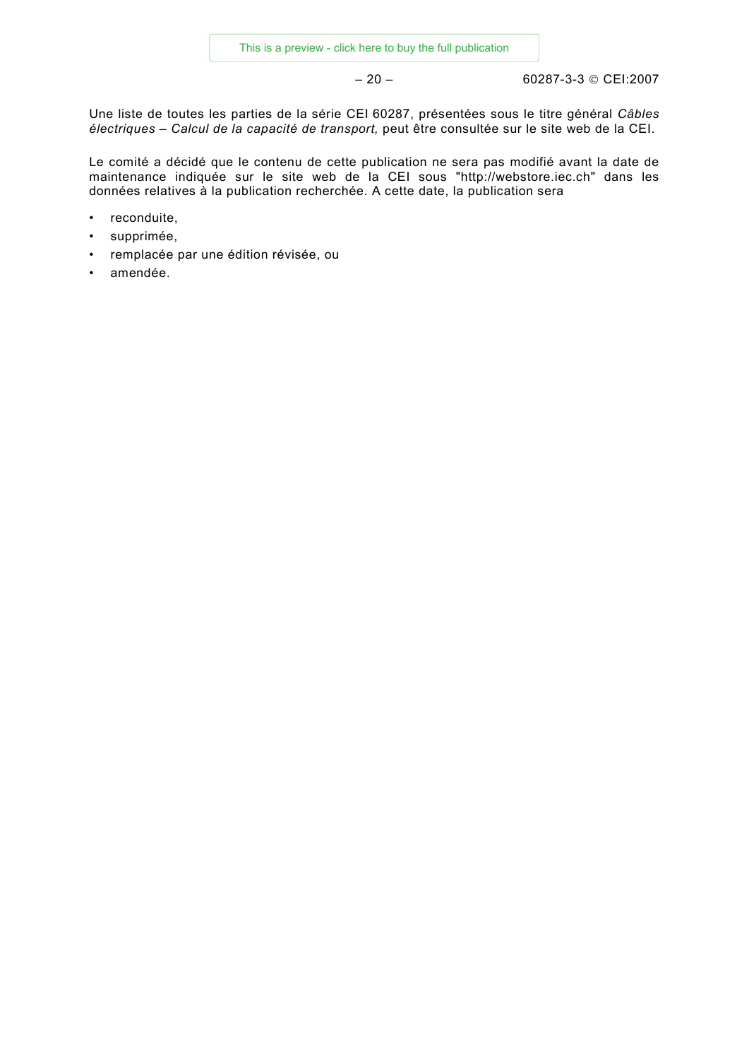Une liste de toutes les parties de la série CEI 60287, présentées sous le titre général *Câbles électriques – Calcul de la capacité de transport,* peut être consultée sur le site web de la CEI.

Le comité a décidé que le contenu de cette publication ne sera pas modifié avant la date de maintenance indiquée sur le site web de la CEI sous "http://webstore.iec.ch" dans les données relatives à la publication recherchée. A cette date, la publication sera

- reconduite,
- supprimée,
- remplacée par une édition révisée, ou
- amendée.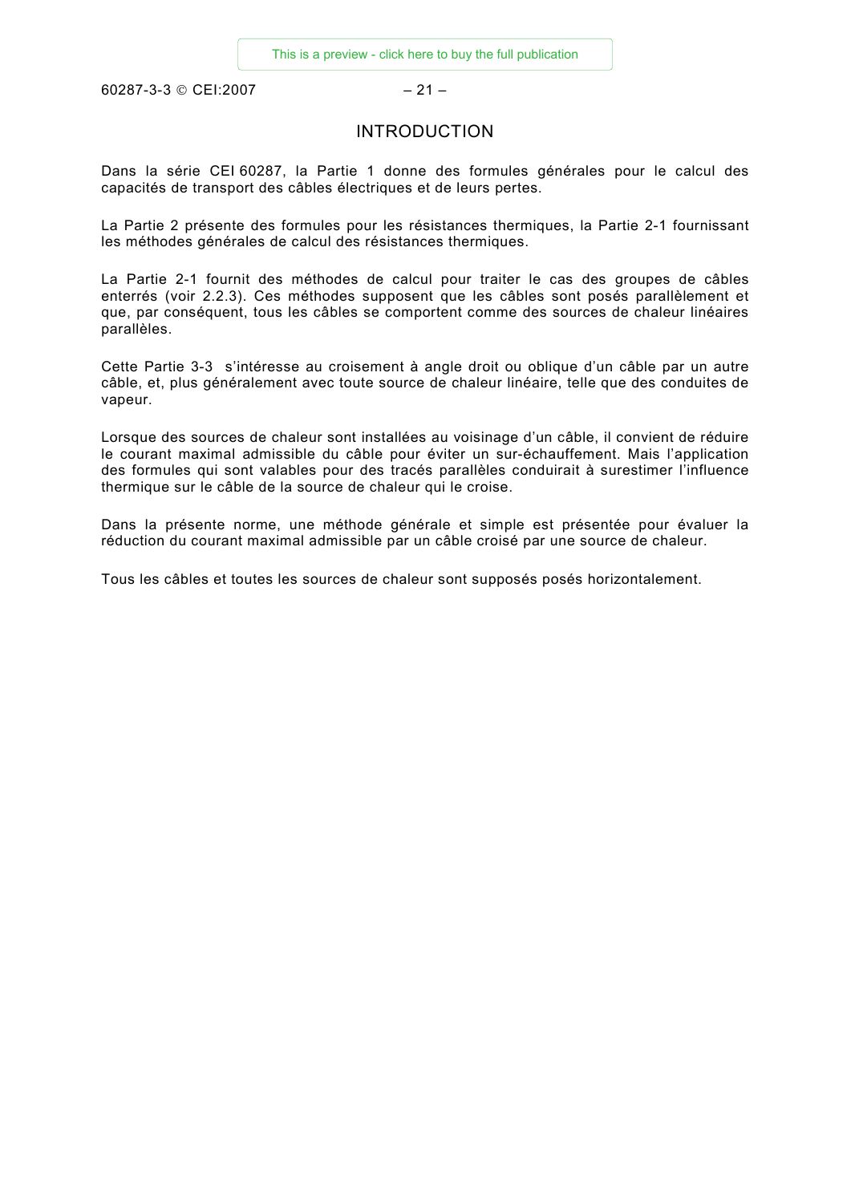# INTRODUCTION

Dans la série CEI 60287, la Partie 1 donne des formules générales pour le calcul des capacités de transport des câbles électriques et de leurs pertes.

La Partie 2 présente des formules pour les résistances thermiques, la Partie 2-1 fournissant les méthodes générales de calcul des résistances thermiques.

La Partie 2-1 fournit des méthodes de calcul pour traiter le cas des groupes de câbles enterrés (voir 2.2.3). Ces méthodes supposent que les câbles sont posés parallèlement et que, par conséquent, tous les câbles se comportent comme des sources de chaleur linéaires parallèles.

Cette Partie 3-3 s'intéresse au croisement à angle droit ou oblique d'un câble par un autre câble, et, plus généralement avec toute source de chaleur linéaire, telle que des conduites de vapeur.

Lorsque des sources de chaleur sont installées au voisinage d'un câble, il convient de réduire le courant maximal admissible du câble pour éviter un sur-échauffement. Mais l'application des formules qui sont valables pour des tracés parallèles conduirait à surestimer l'influence thermique sur le câble de la source de chaleur qui le croise.

Dans la présente norme, une méthode générale et simple est présentée pour évaluer la réduction du courant maximal admissible par un câble croisé par une source de chaleur.

Tous les câbles et toutes les sources de chaleur sont supposés posés horizontalement.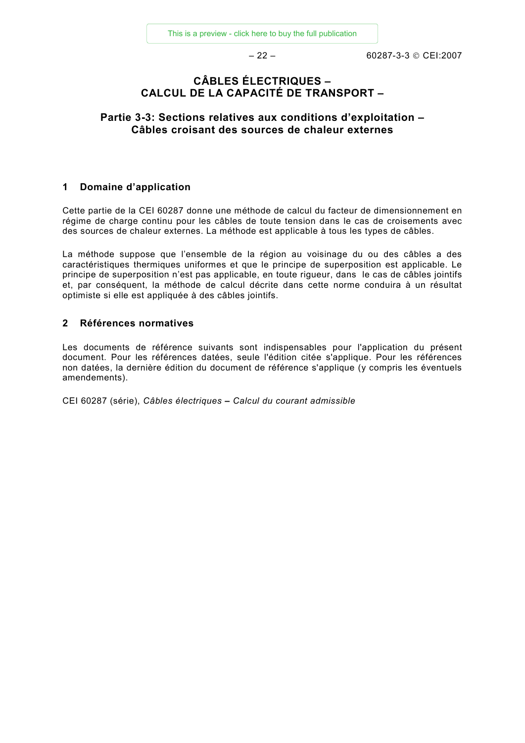# CÂBLES ÉLECTRIQUES –
# CALCUL DE LA CAPACITÉ DE TRANSPORT –

## Partie 3-3: Sections relatives aux conditions d'exploitation – Câbles croisant des sources de chaleur externes

## 1 Domaine d'application

Cette partie de la CEI 60287 donne une méthode de calcul du facteur de dimensionnement en régime de charge continu pour les câbles de toute tension dans le cas de croisements avec des sources de chaleur externes. La méthode est applicable à tous les types de câbles.

La méthode suppose que l'ensemble de la région au voisinage du ou des câbles a des caractéristiques thermiques uniformes et que le principe de superposition est applicable. Le principe de superposition n'est pas applicable, en toute rigueur, dans le cas de câbles jointifs et, par conséquent, la méthode de calcul décrite dans cette norme conduira à un résultat optimiste si elle est appliquée à des câbles jointifs.

## 2 Références normatives

Les documents de référence suivants sont indispensables pour l'application du présent document. Pour les références datées, seule l'édition citée s'applique. Pour les références non datées, la dernière édition du document de référence s'applique (y compris les éventuels amendements).

CEI 60287 (série), *Câbles électriques* **–** *Calcul du courant admissible*